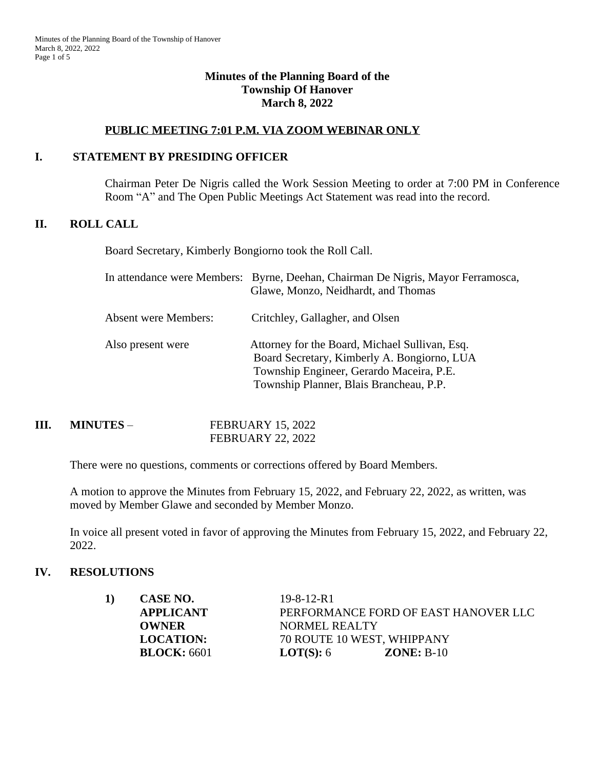# Minutes of the Planning Board of the Township Of Hanover
# March 8, 2022

## PUBLIC MEETING 7:01 P.M. VIA ZOOM WEBINAR ONLY

## I. STATEMENT BY PRESIDING OFFICER

Chairman Peter De Nigris called the Work Session Meeting to order at 7:00 PM in Conference Room "A" and The Open Public Meetings Act Statement was read into the record.

## II. ROLL CALL

Board Secretary, Kimberly Bongiorno took the Roll Call.

In attendance were Members: Byrne, Deehan, Chairman De Nigris, Mayor Ferramosca, Glawe, Monzo, Neidhardt, and Thomas

Absent were Members: Critchley, Gallagher, and Olsen

Also present were:
- Attorney for the Board, Michael Sullivan, Esq.
- Board Secretary, Kimberly A. Bongiorno, LUA
- Township Engineer, Gerardo Maceira, P.E.
- Township Planner, Blais Brancheau, P.P.

## III. MINUTES – FEBRUARY 15, 2022 / FEBRUARY 22, 2022

There were no questions, comments or corrections offered by Board Members.

A motion to approve the Minutes from February 15, 2022, and February 22, 2022, as written, was moved by Member Glawe and seconded by Member Monzo.

In voice all present voted in favor of approving the Minutes from February 15, 2022, and February 22, 2022.

## IV. RESOLUTIONS

1) **CASE NO.** 19-8-12-R1
**APPLICANT** PERFORMANCE FORD OF EAST HANOVER LLC
**OWNER** NORMEL REALTY
**LOCATION:** 70 ROUTE 10 WEST, WHIPPANY
**BLOCK:** 6601 **LOT(S):** 6 **ZONE:** B-10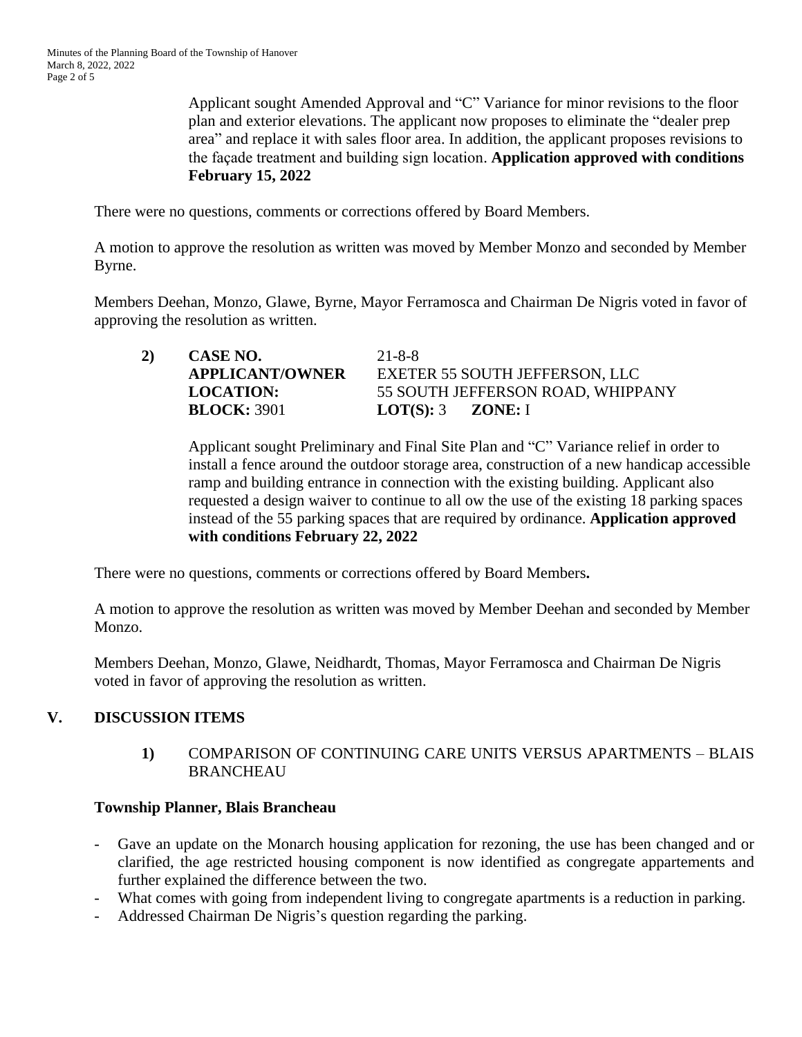Applicant sought Amended Approval and "C" Variance for minor revisions to the floor plan and exterior elevations. The applicant now proposes to eliminate the "dealer prep area" and replace it with sales floor area. In addition, the applicant proposes revisions to the façade treatment and building sign location. **Application approved with conditions February 15, 2022**

There were no questions, comments or corrections offered by Board Members.

A motion to approve the resolution as written was moved by Member Monzo and seconded by Member Byrne.

Members Deehan, Monzo, Glawe, Byrne, Mayor Ferramosca and Chairman De Nigris voted in favor of approving the resolution as written.

**2)** **CASE NO.** 21-8-8
**APPLICANT/OWNER** EXETER 55 SOUTH JEFFERSON, LLC
**LOCATION:** 55 SOUTH JEFFERSON ROAD, WHIPPANY
**BLOCK:** 3901 **LOT(S):** 3 **ZONE:** I

Applicant sought Preliminary and Final Site Plan and "C" Variance relief in order to install a fence around the outdoor storage area, construction of a new handicap accessible ramp and building entrance in connection with the existing building. Applicant also requested a design waiver to continue to all ow the use of the existing 18 parking spaces instead of the 55 parking spaces that are required by ordinance. **Application approved with conditions February 22, 2022**

There were no questions, comments or corrections offered by Board Members**.**

A motion to approve the resolution as written was moved by Member Deehan and seconded by Member Monzo.

Members Deehan, Monzo, Glawe, Neidhardt, Thomas, Mayor Ferramosca and Chairman De Nigris voted in favor of approving the resolution as written.

## V. DISCUSSION ITEMS

**1)** COMPARISON OF CONTINUING CARE UNITS VERSUS APARTMENTS – BLAIS BRANCHEAU

**Township Planner, Blais Brancheau**

- Gave an update on the Monarch housing application for rezoning, the use has been changed and or clarified, the age restricted housing component is now identified as congregate appartements and further explained the difference between the two.
- What comes with going from independent living to congregate apartments is a reduction in parking.
- Addressed Chairman De Nigris's question regarding the parking.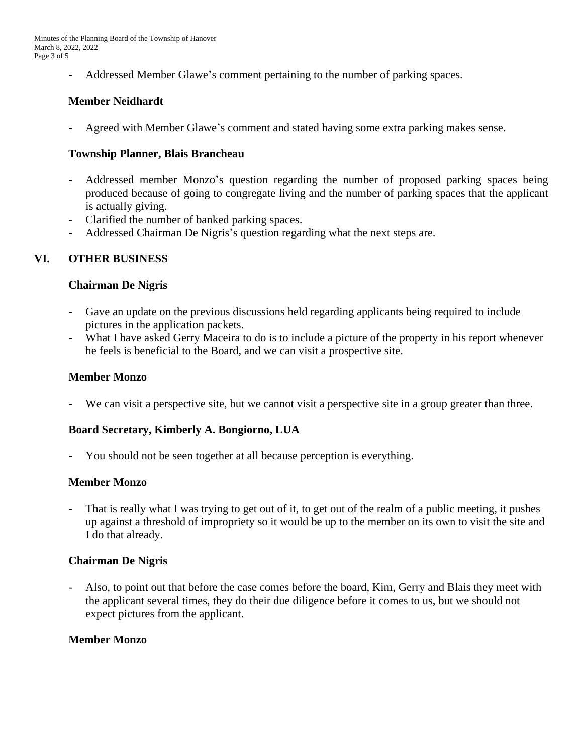- Addressed Member Glawe's comment pertaining to the number of parking spaces.

**Member Neidhardt**

- Agreed with Member Glawe's comment and stated having some extra parking makes sense.

**Township Planner, Blais Brancheau**

- Addressed member Monzo's question regarding the number of proposed parking spaces being produced because of going to congregate living and the number of parking spaces that the applicant is actually giving.
- Clarified the number of banked parking spaces.
- Addressed Chairman De Nigris's question regarding what the next steps are.

## VI. OTHER BUSINESS

**Chairman De Nigris**

- Gave an update on the previous discussions held regarding applicants being required to include pictures in the application packets.
- What I have asked Gerry Maceira to do is to include a picture of the property in his report whenever he feels is beneficial to the Board, and we can visit a prospective site.

**Member Monzo**

- We can visit a perspective site, but we cannot visit a perspective site in a group greater than three.

**Board Secretary, Kimberly A. Bongiorno, LUA**

- You should not be seen together at all because perception is everything.

**Member Monzo**

- That is really what I was trying to get out of it, to get out of the realm of a public meeting, it pushes up against a threshold of impropriety so it would be up to the member on its own to visit the site and I do that already.

**Chairman De Nigris**

- Also, to point out that before the case comes before the board, Kim, Gerry and Blais they meet with the applicant several times, they do their due diligence before it comes to us, but we should not expect pictures from the applicant.

**Member Monzo**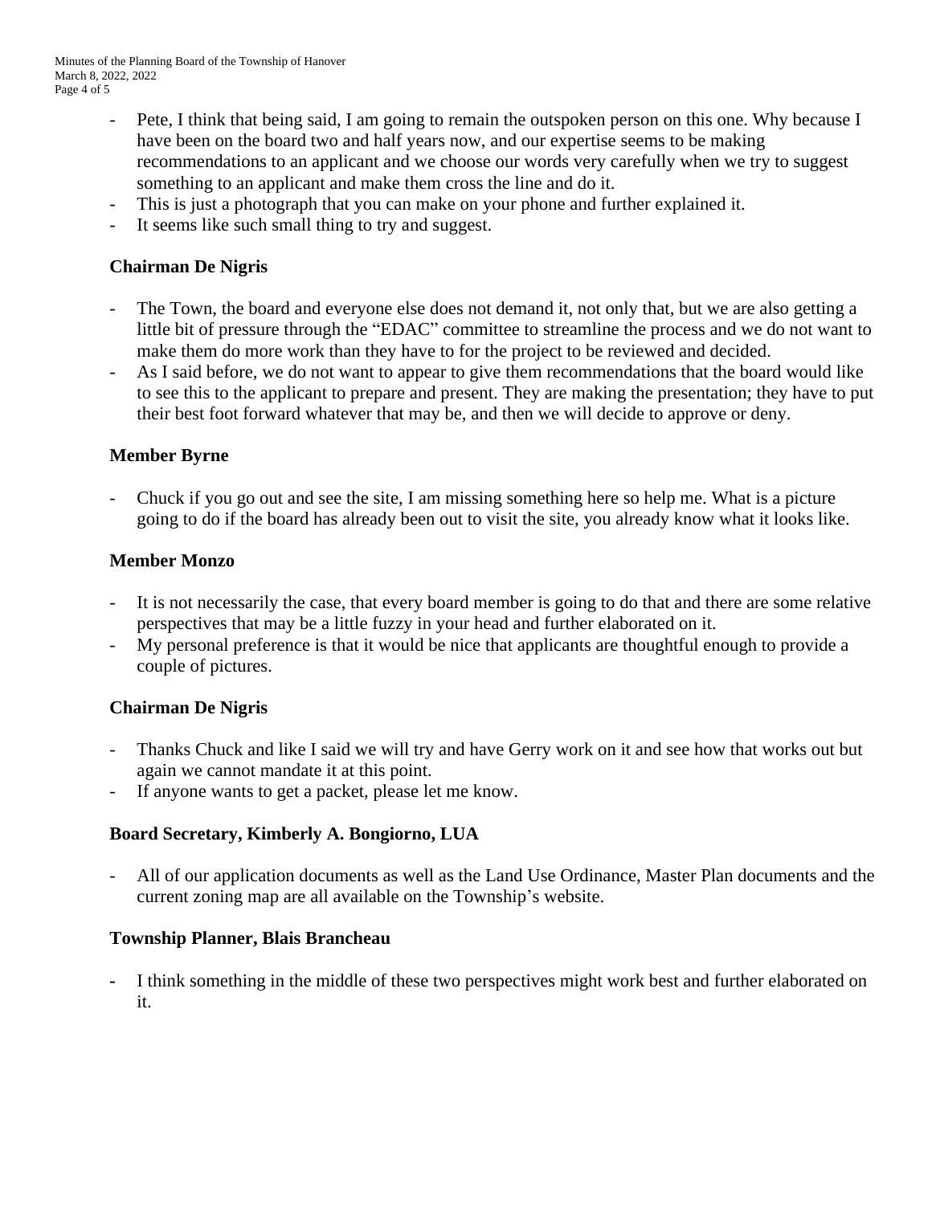- Pete, I think that being said, I am going to remain the outspoken person on this one. Why because I have been on the board two and half years now, and our expertise seems to be making recommendations to an applicant and we choose our words very carefully when we try to suggest something to an applicant and make them cross the line and do it.
- This is just a photograph that you can make on your phone and further explained it.
- It seems like such small thing to try and suggest.

**Chairman De Nigris**

- The Town, the board and everyone else does not demand it, not only that, but we are also getting a little bit of pressure through the "EDAC" committee to streamline the process and we do not want to make them do more work than they have to for the project to be reviewed and decided.
- As I said before, we do not want to appear to give them recommendations that the board would like to see this to the applicant to prepare and present. They are making the presentation; they have to put their best foot forward whatever that may be, and then we will decide to approve or deny.

**Member Byrne**

- Chuck if you go out and see the site, I am missing something here so help me. What is a picture going to do if the board has already been out to visit the site, you already know what it looks like.

**Member Monzo**

- It is not necessarily the case, that every board member is going to do that and there are some relative perspectives that may be a little fuzzy in your head and further elaborated on it.
- My personal preference is that it would be nice that applicants are thoughtful enough to provide a couple of pictures.

**Chairman De Nigris**

- Thanks Chuck and like I said we will try and have Gerry work on it and see how that works out but again we cannot mandate it at this point.
- If anyone wants to get a packet, please let me know.

**Board Secretary, Kimberly A. Bongiorno, LUA**

- All of our application documents as well as the Land Use Ordinance, Master Plan documents and the current zoning map are all available on the Township's website.

**Township Planner, Blais Brancheau**

- I think something in the middle of these two perspectives might work best and further elaborated on it.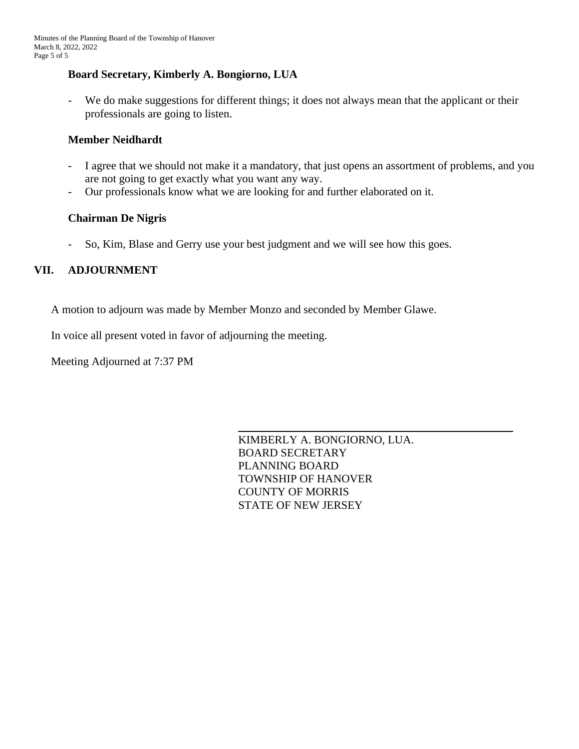**Board Secretary, Kimberly A. Bongiorno, LUA**

- We do make suggestions for different things; it does not always mean that the applicant or their professionals are going to listen.

**Member Neidhardt**

- I agree that we should not make it a mandatory, that just opens an assortment of problems, and you are not going to get exactly what you want any way.
- Our professionals know what we are looking for and further elaborated on it.

**Chairman De Nigris**

- So, Kim, Blase and Gerry use your best judgment and we will see how this goes.

## VII. ADJOURNMENT

A motion to adjourn was made by Member Monzo and seconded by Member Glawe.

In voice all present voted in favor of adjourning the meeting.

Meeting Adjourned at 7:37 PM

KIMBERLY A. BONGIORNO, LUA.
BOARD SECRETARY
PLANNING BOARD
TOWNSHIP OF HANOVER
COUNTY OF MORRIS
STATE OF NEW JERSEY